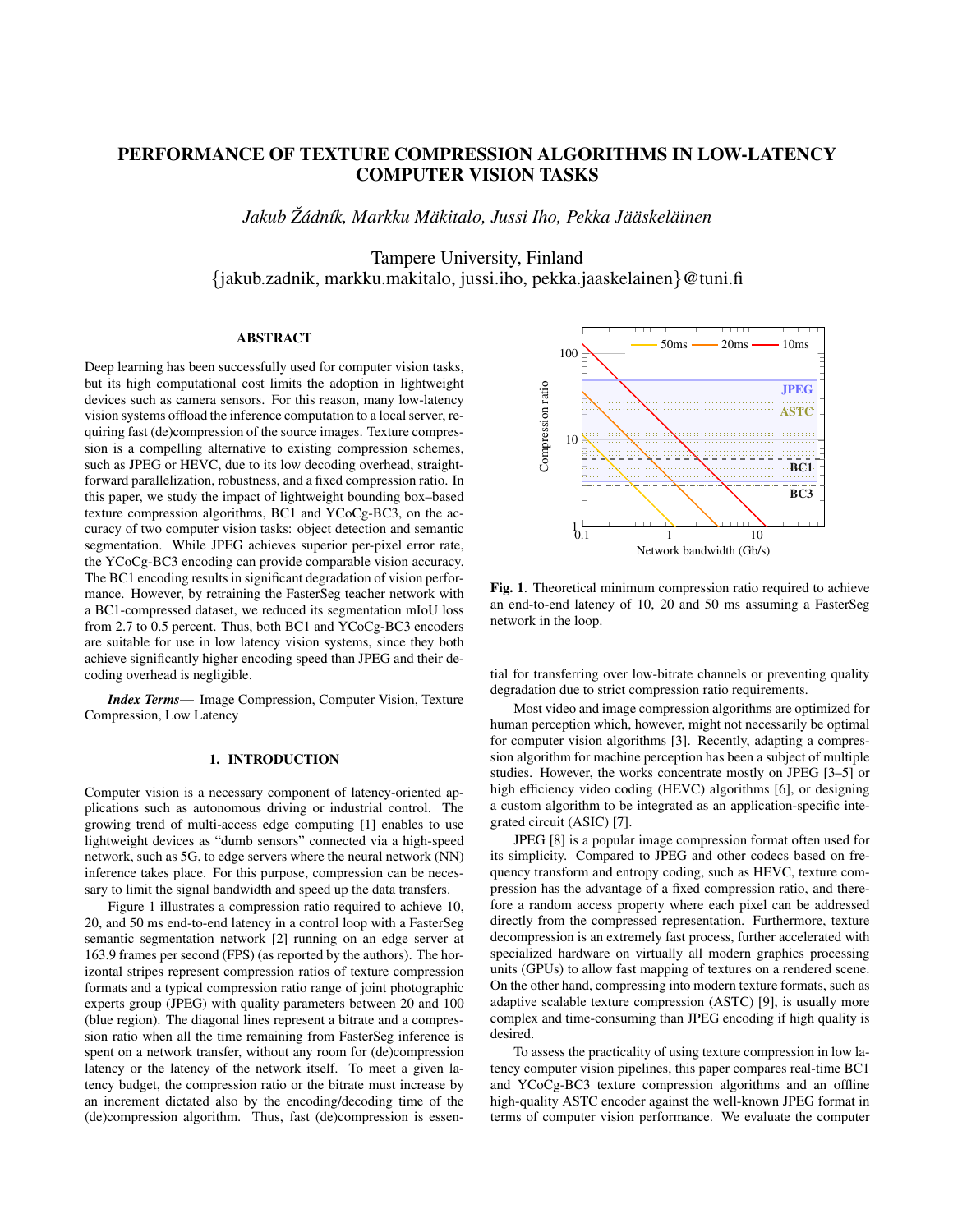# PERFORMANCE OF TEXTURE COMPRESSION ALGORITHMS IN LOW-LATENCY COMPUTER VISION TASKS

*Jakub Žádník, Markku Mäkitalo, Jussi Iho, Pekka Jääskeläinen*

Tampere University, Finland
{jakub.zadnik, markku.makitalo, jussi.iho, pekka.jaaskelainen}@tuni.fi

## ABSTRACT

Deep learning has been successfully used for computer vision tasks, but its high computational cost limits the adoption in lightweight devices such as camera sensors. For this reason, many low-latency vision systems offload the inference computation to a local server, requiring fast (de)compression of the source images. Texture compression is a compelling alternative to existing compression schemes, such as JPEG or HEVC, due to its low decoding overhead, straightforward parallelization, robustness, and a fixed compression ratio. In this paper, we study the impact of lightweight bounding box–based texture compression algorithms, BC1 and YCoCg-BC3, on the accuracy of two computer vision tasks: object detection and semantic segmentation. While JPEG achieves superior per-pixel error rate, the YCoCg-BC3 encoding can provide comparable vision accuracy. The BC1 encoding results in significant degradation of vision performance. However, by retraining the FasterSeg teacher network with a BC1-compressed dataset, we reduced its segmentation mIoU loss from 2.7 to 0.5 percent. Thus, both BC1 and YCoCg-BC3 encoders are suitable for use in low latency vision systems, since they both achieve significantly higher encoding speed than JPEG and their decoding overhead is negligible.

***Index Terms—*** Image Compression, Computer Vision, Texture Compression, Low Latency

## 1. INTRODUCTION

Computer vision is a necessary component of latency-oriented applications such as autonomous driving or industrial control. The growing trend of multi-access edge computing [1] enables to use lightweight devices as "dumb sensors" connected via a high-speed network, such as 5G, to edge servers where the neural network (NN) inference takes place. For this purpose, compression can be necessary to limit the signal bandwidth and speed up the data transfers.

Figure 1 illustrates a compression ratio required to achieve 10, 20, and 50 ms end-to-end latency in a control loop with a FasterSeg semantic segmentation network [2] running on an edge server at 163.9 frames per second (FPS) (as reported by the authors). The horizontal stripes represent compression ratios of texture compression formats and a typical compression ratio range of joint photographic experts group (JPEG) with quality parameters between 20 and 100 (blue region). The diagonal lines represent a bitrate and a compression ratio when all the time remaining from FasterSeg inference is spent on a network transfer, without any room for (de)compression latency or the latency of the network itself. To meet a given latency budget, the compression ratio or the bitrate must increase by an increment dictated also by the encoding/decoding time of the (de)compression algorithm. Thus, fast (de)compression is essential for transferring over low-bitrate channels or preventing quality degradation due to strict compression ratio requirements.

50ms 20ms 10ms
JPEG
ASTC
BC1
BC3
Compression ratio
1
10
100
0.1
1
10
Network bandwidth (Gb/s)

**Fig. 1**. Theoretical minimum compression ratio required to achieve an end-to-end latency of 10, 20 and 50 ms assuming a FasterSeg network in the loop.

Most video and image compression algorithms are optimized for human perception which, however, might not necessarily be optimal for computer vision algorithms [3]. Recently, adapting a compression algorithm for machine perception has been a subject of multiple studies. However, the works concentrate mostly on JPEG [3–5] or high efficiency video coding (HEVC) algorithms [6], or designing a custom algorithm to be integrated as an application-specific integrated circuit (ASIC) [7].

JPEG [8] is a popular image compression format often used for its simplicity. Compared to JPEG and other codecs based on frequency transform and entropy coding, such as HEVC, texture compression has the advantage of a fixed compression ratio, and therefore a random access property where each pixel can be addressed directly from the compressed representation. Furthermore, texture decompression is an extremely fast process, further accelerated with specialized hardware on virtually all modern graphics processing units (GPUs) to allow fast mapping of textures on a rendered scene. On the other hand, compressing into modern texture formats, such as adaptive scalable texture compression (ASTC) [9], is usually more complex and time-consuming than JPEG encoding if high quality is desired.

To assess the practicality of using texture compression in low latency computer vision pipelines, this paper compares real-time BC1 and YCoCg-BC3 texture compression algorithms and an offline high-quality ASTC encoder against the well-known JPEG format in terms of computer vision performance. We evaluate the computer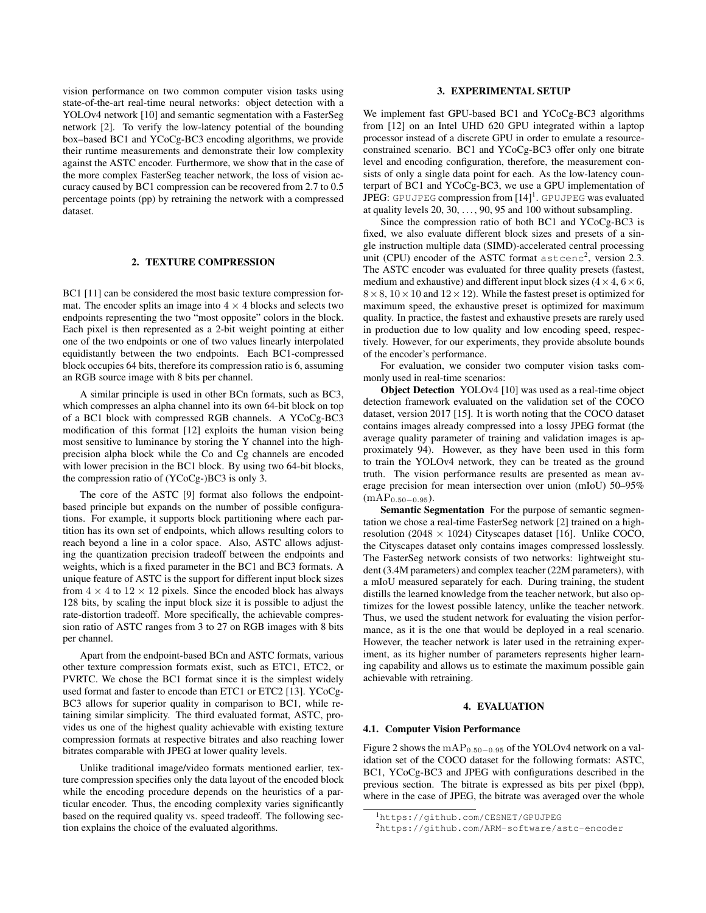vision performance on two common computer vision tasks using state-of-the-art real-time neural networks: object detection with a YOLOv4 network [10] and semantic segmentation with a FasterSeg network [2]. To verify the low-latency potential of the bounding box–based BC1 and YCoCg-BC3 encoding algorithms, we provide their runtime measurements and demonstrate their low complexity against the ASTC encoder. Furthermore, we show that in the case of the more complex FasterSeg teacher network, the loss of vision accuracy caused by BC1 compression can be recovered from 2.7 to 0.5 percentage points (pp) by retraining the network with a compressed dataset.

## 2. TEXTURE COMPRESSION

BC1 [11] can be considered the most basic texture compression format. The encoder splits an image into $4 \times 4$ blocks and selects two endpoints representing the two "most opposite" colors in the block. Each pixel is then represented as a 2-bit weight pointing at either one of the two endpoints or one of two values linearly interpolated equidistantly between the two endpoints. Each BC1-compressed block occupies 64 bits, therefore its compression ratio is 6, assuming an RGB source image with 8 bits per channel.

A similar principle is used in other BCn formats, such as BC3, which compresses an alpha channel into its own 64-bit block on top of a BC1 block with compressed RGB channels. A YCoCg-BC3 modification of this format [12] exploits the human vision being most sensitive to luminance by storing the Y channel into the high-precision alpha block while the Co and Cg channels are encoded with lower precision in the BC1 block. By using two 64-bit blocks, the compression ratio of (YCoCg-)BC3 is only 3.

The core of the ASTC [9] format also follows the endpoint-based principle but expands on the number of possible configurations. For example, it supports block partitioning where each partition has its own set of endpoints, which allows resulting colors to reach beyond a line in a color space. Also, ASTC allows adjusting the quantization precision tradeoff between the endpoints and weights, which is a fixed parameter in the BC1 and BC3 formats. A unique feature of ASTC is the support for different input block sizes from $4 \times 4$ to $12 \times 12$ pixels. Since the encoded block has always 128 bits, by scaling the input block size it is possible to adjust the rate-distortion tradeoff. More specifically, the achievable compression ratio of ASTC ranges from 3 to 27 on RGB images with 8 bits per channel.

Apart from the endpoint-based BCn and ASTC formats, various other texture compression formats exist, such as ETC1, ETC2, or PVRTC. We chose the BC1 format since it is the simplest widely used format and faster to encode than ETC1 or ETC2 [13]. YCoCg-BC3 allows for superior quality in comparison to BC1, while retaining similar simplicity. The third evaluated format, ASTC, provides us one of the highest quality achievable with existing texture compression formats at respective bitrates and also reaching lower bitrates comparable with JPEG at lower quality levels.

Unlike traditional image/video formats mentioned earlier, texture compression specifies only the data layout of the encoded block while the encoding procedure depends on the heuristics of a particular encoder. Thus, the encoding complexity varies significantly based on the required quality vs. speed tradeoff. The following section explains the choice of the evaluated algorithms.

## 3. EXPERIMENTAL SETUP

We implement fast GPU-based BC1 and YCoCg-BC3 algorithms from [12] on an Intel UHD 620 GPU integrated within a laptop processor instead of a discrete GPU in order to emulate a resource-constrained scenario. BC1 and YCoCg-BC3 offer only one bitrate level and encoding configuration, therefore, the measurement consists of only a single data point for each. As the low-latency counterpart of BC1 and YCoCg-BC3, we use a GPU implementation of JPEG: `GPUJPEG` compression from [14][1]. `GPUJPEG` was evaluated at quality levels 20, 30, ..., 90, 95 and 100 without subsampling.

Since the compression ratio of both BC1 and YCoCg-BC3 is fixed, we also evaluate different block sizes and presets of a single instruction multiple data (SIMD)-accelerated central processing unit (CPU) encoder of the ASTC format `astcenc`[2], version 2.3. The ASTC encoder was evaluated for three quality presets (fastest, medium and exhaustive) and different input block sizes ($4 \times 4$, $6 \times 6$, $8 \times 8$, $10 \times 10$ and $12 \times 12$). While the fastest preset is optimized for maximum speed, the exhaustive preset is optimized for maximum quality. In practice, the fastest and exhaustive presets are rarely used in production due to low quality and low encoding speed, respectively. However, for our experiments, they provide absolute bounds of the encoder's performance.

For evaluation, we consider two computer vision tasks commonly used in real-time scenarios:

**Object Detection** YOLOv4 [10] was used as a real-time object detection framework evaluated on the validation set of the COCO dataset, version 2017 [15]. It is worth noting that the COCO dataset contains images already compressed into a lossy JPEG format (the average quality parameter of training and validation images is approximately 94). However, as they have been used in this form to train the YOLOv4 network, they can be treated as the ground truth. The vision performance results are presented as mean average precision for mean intersection over union (mIoU) 50–95% ($\mathrm{mAP}_{0.50-0.95}$).

**Semantic Segmentation** For the purpose of semantic segmentation we chose a real-time FasterSeg network [2] trained on a high-resolution ($2048 \times 1024$) Cityscapes dataset [16]. Unlike COCO, the Cityscapes dataset only contains images compressed losslessly. The FasterSeg network consists of two networks: lightweight student (3.4M parameters) and complex teacher (22M parameters), with a mIoU measured separately for each. During training, the student distills the learned knowledge from the teacher network, but also optimizes for the lowest possible latency, unlike the teacher network. Thus, we used the student network for evaluating the vision performance, as it is the one that would be deployed in a real scenario. However, the teacher network is later used in the retraining experiment, as its higher number of parameters represents higher learning capability and allows us to estimate the maximum possible gain achievable with retraining.

## 4. EVALUATION

### 4.1. Computer Vision Performance

Figure 2 shows the $\mathrm{mAP}_{0.50-0.95}$ of the YOLOv4 network on a validation set of the COCO dataset for the following formats: ASTC, BC1, YCoCg-BC3 and JPEG with configurations described in the previous section. The bitrate is expressed as bits per pixel (bpp), where in the case of JPEG, the bitrate was averaged over the whole

[1] https://github.com/CESNET/GPUJPEG

[2] https://github.com/ARM-software/astc-encoder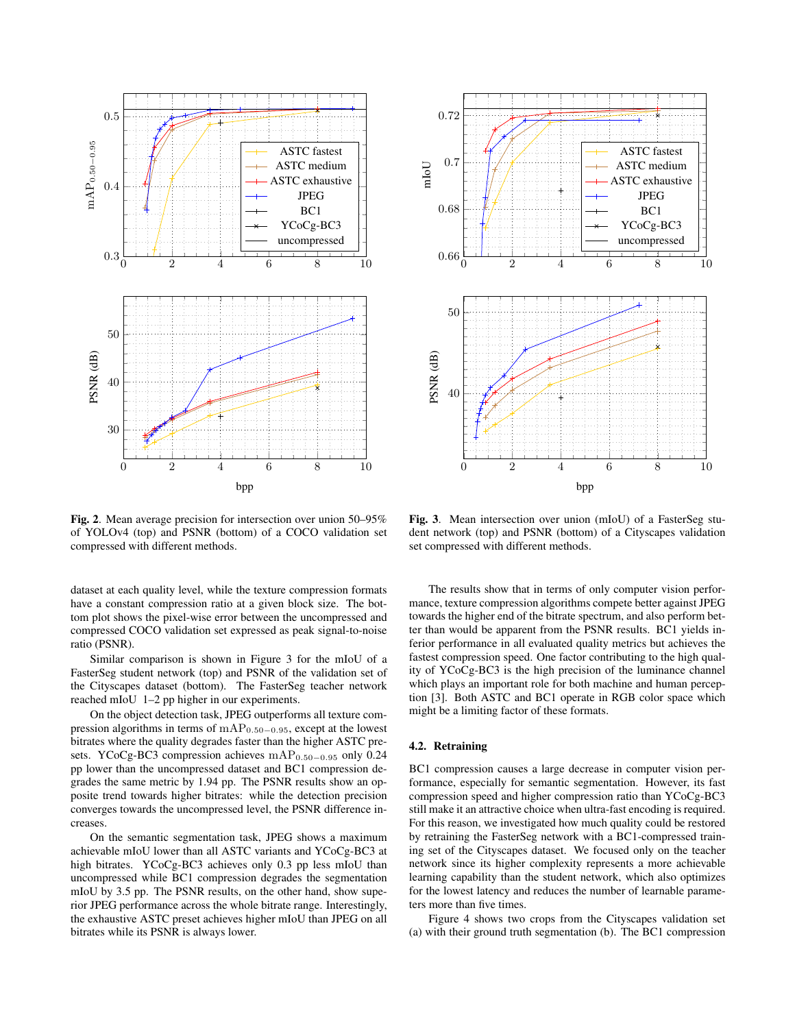mAP$_{0.50-0.95}$

0.3
0.4
0.5

0 2 4 6 8 10

ASTC fastest
ASTC medium
ASTC exhaustive
JPEG
BC1
YCoCg-BC3
uncompressed

PSNR (dB)

30
40
50

0 2 4 6 8 10

bpp

**Fig. 2**. Mean average precision for intersection over union 50–95% of YOLOv4 (top) and PSNR (bottom) of a COCO validation set compressed with different methods.

mIoU

0.66
0.68
0.7
0.72

0 2 4 6 8 10

ASTC fastest
ASTC medium
ASTC exhaustive
JPEG
BC1
YCoCg-BC3
uncompressed

PSNR (dB)

40
50

0 2 4 6 8 10

bpp

**Fig. 3**. Mean intersection over union (mIoU) of a FasterSeg student network (top) and PSNR (bottom) of a Cityscapes validation set compressed with different methods.

dataset at each quality level, while the texture compression formats have a constant compression ratio at a given block size. The bottom plot shows the pixel-wise error between the uncompressed and compressed COCO validation set expressed as peak signal-to-noise ratio (PSNR).

Similar comparison is shown in Figure 3 for the mIoU of a FasterSeg student network (top) and PSNR of the validation set of the Cityscapes dataset (bottom). The FasterSeg teacher network reached mIoU 1–2 pp higher in our experiments.

On the object detection task, JPEG outperforms all texture compression algorithms in terms of $\mathrm{mAP}_{0.50-0.95}$, except at the lowest bitrates where the quality degrades faster than the higher ASTC presets. YCoCg-BC3 compression achieves $\mathrm{mAP}_{0.50-0.95}$ only 0.24 pp lower than the uncompressed dataset and BC1 compression degrades the same metric by 1.94 pp. The PSNR results show an opposite trend towards higher bitrates: while the detection precision converges towards the uncompressed level, the PSNR difference increases.

On the semantic segmentation task, JPEG shows a maximum achievable mIoU lower than all ASTC variants and YCoCg-BC3 at high bitrates. YCoCg-BC3 achieves only 0.3 pp less mIoU than uncompressed while BC1 compression degrades the segmentation mIoU by 3.5 pp. The PSNR results, on the other hand, show superior JPEG performance across the whole bitrate range. Interestingly, the exhaustive ASTC preset achieves higher mIoU than JPEG on all bitrates while its PSNR is always lower.

The results show that in terms of only computer vision performance, texture compression algorithms compete better against JPEG towards the higher end of the bitrate spectrum, and also perform better than would be apparent from the PSNR results. BC1 yields inferior performance in all evaluated quality metrics but achieves the fastest compression speed. One factor contributing to the high quality of YCoCg-BC3 is the high precision of the luminance channel which plays an important role for both machine and human perception [3]. Both ASTC and BC1 operate in RGB color space which might be a limiting factor of these formats.

### 4.2. Retraining

BC1 compression causes a large decrease in computer vision performance, especially for semantic segmentation. However, its fast compression speed and higher compression ratio than YCoCg-BC3 still make it an attractive choice when ultra-fast encoding is required. For this reason, we investigated how much quality could be restored by retraining the FasterSeg network with a BC1-compressed training set of the Cityscapes dataset. We focused only on the teacher network since its higher complexity represents a more achievable learning capability than the student network, which also optimizes for the lowest latency and reduces the number of learnable parameters more than five times.

Figure 4 shows two crops from the Cityscapes validation set (a) with their ground truth segmentation (b). The BC1 compression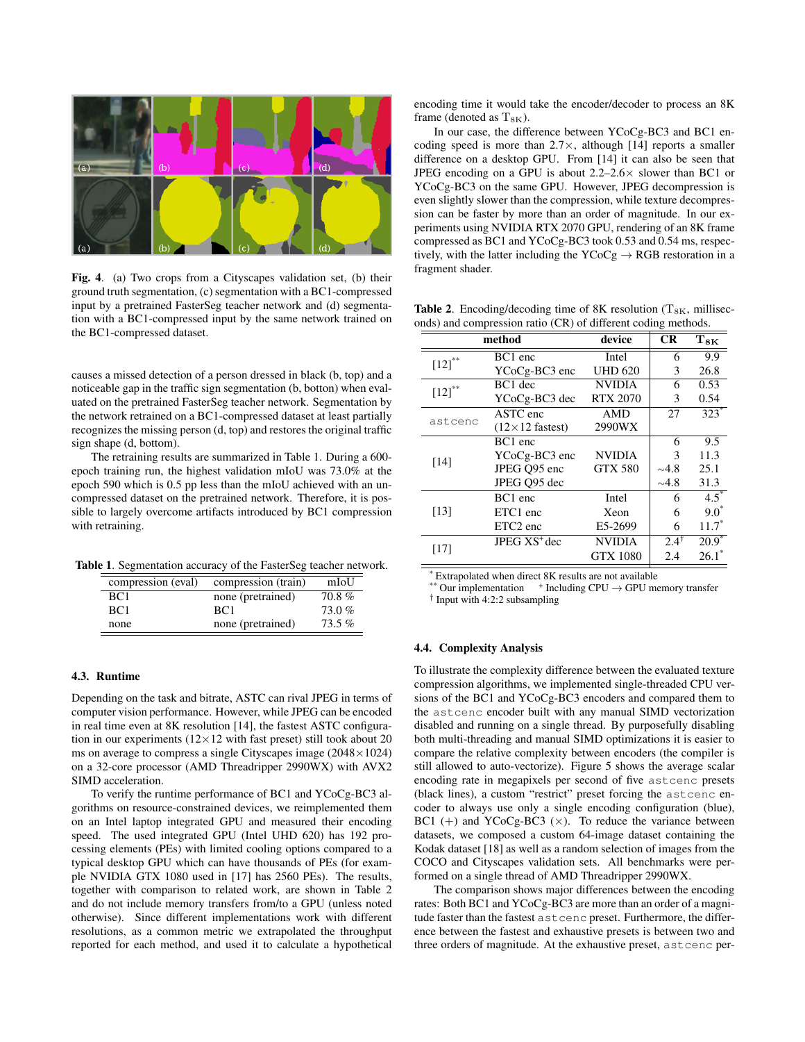**Fig. 4**. (a) Two crops from a Cityscapes validation set, (b) their ground truth segmentation, (c) segmentation with a BC1-compressed input by a pretrained FasterSeg teacher network and (d) segmentation with a BC1-compressed input by the same network trained on the BC1-compressed dataset.

causes a missed detection of a person dressed in black (b, top) and a noticeable gap in the traffic sign segmentation (b, botton) when evaluated on the pretrained FasterSeg teacher network. Segmentation by the network retrained on a BC1-compressed dataset at least partially recognizes the missing person (d, top) and restores the original traffic sign shape (d, bottom).

The retraining results are summarized in Table 1. During a 600-epoch training run, the highest validation mIoU was 73.0% at the epoch 590 which is 0.5 pp less than the mIoU achieved with an uncompressed dataset on the pretrained network. Therefore, it is possible to largely overcome artifacts introduced by BC1 compression with retraining.

**Table 1**. Segmentation accuracy of the FasterSeg teacher network.

| compression (eval) | compression (train) | mIoU |
|---|---|---|
| BC1 | none (pretrained) | 70.8 % |
| BC1 | BC1 | 73.0 % |
| none | none (pretrained) | 73.5 % |

### 4.3. Runtime

Depending on the task and bitrate, ASTC can rival JPEG in terms of computer vision performance. However, while JPEG can be encoded in real time even at 8K resolution [14], the fastest ASTC configuration in our experiments (12×12 with fast preset) still took about 20 ms on average to compress a single Cityscapes image (2048×1024) on a 32-core processor (AMD Threadripper 2990WX) with AVX2 SIMD acceleration.

To verify the runtime performance of BC1 and YCoCg-BC3 algorithms on resource-constrained devices, we reimplemented them on an Intel laptop integrated GPU and measured their encoding speed. The used integrated GPU (Intel UHD 620) has 192 processing elements (PEs) with limited cooling options compared to a typical desktop GPU which can have thousands of PEs (for example NVIDIA GTX 1080 used in [17] has 2560 PEs). The results, together with comparison to related work, are shown in Table 2 and do not include memory transfers from/to a GPU (unless noted otherwise). Since different implementations work with different resolutions, as a common metric we extrapolated the throughput reported for each method, and used it to calculate a hypothetical encoding time it would take the encoder/decoder to process an 8K frame (denoted as $\mathrm{T}_{8\mathrm{K}}$).

In our case, the difference between YCoCg-BC3 and BC1 encoding speed is more than 2.7×, although [14] reports a smaller difference on a desktop GPU. From [14] it can also be seen that JPEG encoding on a GPU is about 2.2–2.6× slower than BC1 or YCoCg-BC3 on the same GPU. However, JPEG decompression is even slightly slower than the compression, while texture decompression can be faster by more than an order of magnitude. In our experiments using NVIDIA RTX 2070 GPU, rendering of an 8K frame compressed as BC1 and YCoCg-BC3 took 0.53 and 0.54 ms, respectively, with the latter including the YCoCg → RGB restoration in a fragment shader.

**Table 2**. Encoding/decoding time of 8K resolution ($\mathrm{T}_{8\mathrm{K}}$, milliseconds) and compression ratio (CR) of different coding methods.

| method | | device | CR | $\mathrm{T}_{8\mathrm{K}}$ |
|---|---|---|---|---|
| [12]** | BC1 enc | Intel | 6 | 9.9 |
| | YCoCg-BC3 enc | UHD 620 | 3 | 26.8 |
| [12]** | BC1 dec | NVIDIA | 6 | 0.53 |
| | YCoCg-BC3 dec | RTX 2070 | 3 | 0.54 |
| astcenc | ASTC enc (12×12 fastest) | AMD 2990WX | 27 | 323* |
| [14] | BC1 enc | NVIDIA GTX 580 | 6 | 9.5 |
| | YCoCg-BC3 enc | | 3 | 11.3 |
| | JPEG Q95 enc | | ~4.8 | 25.1 |
| | JPEG Q95 dec | | ~4.8 | 31.3 |
| [13] | BC1 enc | Intel | 6 | 4.5* |
| | ETC1 enc | Xeon | 6 | 9.0* |
| | ETC2 enc | E5-2699 | 6 | 11.7* |
| [17] | JPEG XS+ dec | NVIDIA | 2.4† | 20.9* |
| | | GTX 1080 | 2.4 | 26.1* |

\* Extrapolated when direct 8K results are not available
\*\* Our implementation + Including CPU → GPU memory transfer
† Input with 4:2:2 subsampling

### 4.4. Complexity Analysis

To illustrate the complexity difference between the evaluated texture compression algorithms, we implemented single-threaded CPU versions of the BC1 and YCoCg-BC3 encoders and compared them to the astcenc encoder built with any manual SIMD vectorization disabled and running on a single thread. By purposefully disabling both multi-threading and manual SIMD optimizations it is easier to compare the relative complexity between encoders (the compiler is still allowed to auto-vectorize). Figure 5 shows the average scalar encoding rate in megapixels per second of five astcenc presets (black lines), a custom "restrict" preset forcing the astcenc encoder to always use only a single encoding configuration (blue), BC1 (+) and YCoCg-BC3 (×). To reduce the variance between datasets, we composed a custom 64-image dataset containing the Kodak dataset [18] as well as a random selection of images from the COCO and Cityscapes validation sets. All benchmarks were performed on a single thread of AMD Threadripper 2990WX.

The comparison shows major differences between the encoding rates: Both BC1 and YCoCg-BC3 are more than an order of a magnitude faster than the fastest astcenc preset. Furthermore, the difference between the fastest and exhaustive presets is between two and three orders of magnitude. At the exhaustive preset, astcenc per-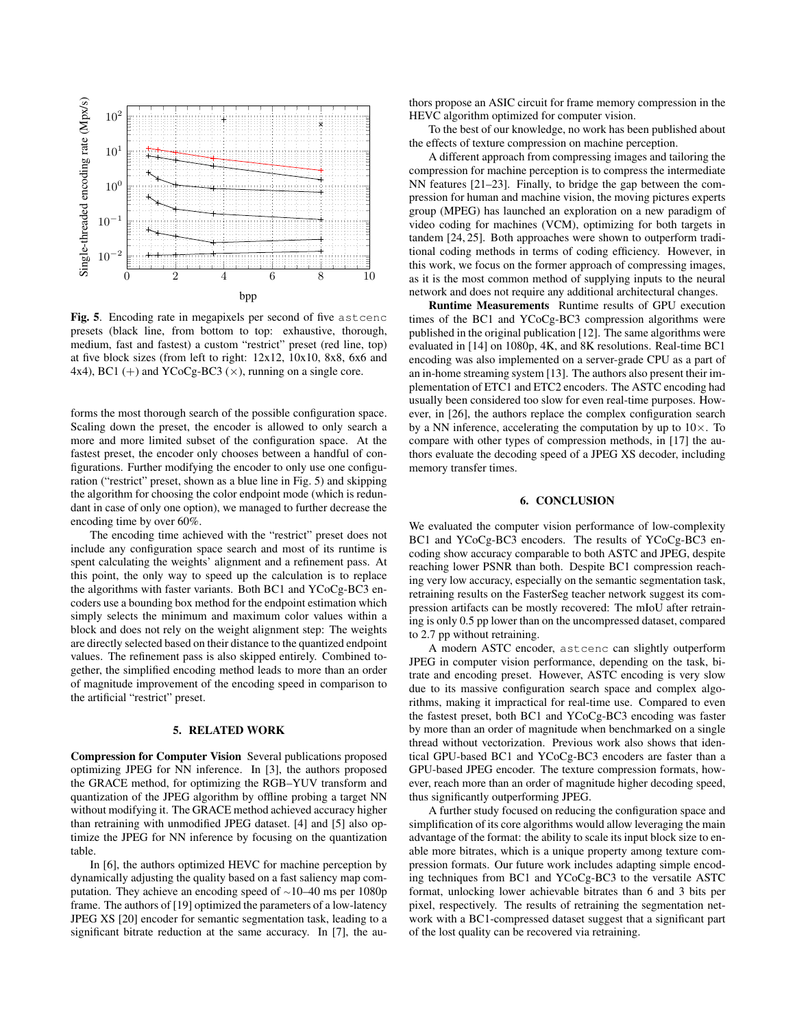Single-threaded encoding rate (Mpx/s)

$10^2$

$10^1$

$10^0$

$10^{-1}$

$10^{-2}$

0 2 4 6 8 10

bpp

**Fig. 5**. Encoding rate in megapixels per second of five `astcenc` presets (black line, from bottom to top: exhaustive, thorough, medium, fast and fastest) a custom "restrict" preset (red line, top) at five block sizes (from left to right: 12x12, 10x10, 8x8, 6x6 and 4x4), BC1 (+) and YCoCg-BC3 (×), running on a single core.

forms the most thorough search of the possible configuration space. Scaling down the preset, the encoder is allowed to only search a more and more limited subset of the configuration space. At the fastest preset, the encoder only chooses between a handful of configurations. Further modifying the encoder to only use one configuration ("restrict" preset, shown as a blue line in Fig. 5) and skipping the algorithm for choosing the color endpoint mode (which is redundant in case of only one option), we managed to further decrease the encoding time by over 60%.

The encoding time achieved with the "restrict" preset does not include any configuration space search and most of its runtime is spent calculating the weights' alignment and a refinement pass. At this point, the only way to speed up the calculation is to replace the algorithms with faster variants. Both BC1 and YCoCg-BC3 encoders use a bounding box method for the endpoint estimation which simply selects the minimum and maximum color values within a block and does not rely on the weight alignment step: The weights are directly selected based on their distance to the quantized endpoint values. The refinement pass is also skipped entirely. Combined together, the simplified encoding method leads to more than an order of magnitude improvement of the encoding speed in comparison to the artificial "restrict" preset.

## 5. RELATED WORK

**Compression for Computer Vision** Several publications proposed optimizing JPEG for NN inference. In [3], the authors proposed the GRACE method, for optimizing the RGB–YUV transform and quantization of the JPEG algorithm by offline probing a target NN without modifying it. The GRACE method achieved accuracy higher than retraining with unmodified JPEG dataset. [4] and [5] also optimize the JPEG for NN inference by focusing on the quantization table.

In [6], the authors optimized HEVC for machine perception by dynamically adjusting the quality based on a fast saliency map computation. They achieve an encoding speed of ∼10–40 ms per 1080p frame. The authors of [19] optimized the parameters of a low-latency JPEG XS [20] encoder for semantic segmentation task, leading to a significant bitrate reduction at the same accuracy. In [7], the authors propose an ASIC circuit for frame memory compression in the HEVC algorithm optimized for computer vision.

To the best of our knowledge, no work has been published about the effects of texture compression on machine perception.

A different approach from compressing images and tailoring the compression for machine perception is to compress the intermediate NN features [21–23]. Finally, to bridge the gap between the compression for human and machine vision, the moving pictures experts group (MPEG) has launched an exploration on a new paradigm of video coding for machines (VCM), optimizing for both targets in tandem [24, 25]. Both approaches were shown to outperform traditional coding methods in terms of coding efficiency. However, in this work, we focus on the former approach of compressing images, as it is the most common method of supplying inputs to the neural network and does not require any additional architectural changes.

**Runtime Measurements** Runtime results of GPU execution times of the BC1 and YCoCg-BC3 compression algorithms were published in the original publication [12]. The same algorithms were evaluated in [14] on 1080p, 4K, and 8K resolutions. Real-time BC1 encoding was also implemented on a server-grade CPU as a part of an in-home streaming system [13]. The authors also present their implementation of ETC1 and ETC2 encoders. The ASTC encoding had usually been considered too slow for even real-time purposes. However, in [26], the authors replace the complex configuration search by a NN inference, accelerating the computation by up to 10×. To compare with other types of compression methods, in [17] the authors evaluate the decoding speed of a JPEG XS decoder, including memory transfer times.

## 6. CONCLUSION

We evaluated the computer vision performance of low-complexity BC1 and YCoCg-BC3 encoders. The results of YCoCg-BC3 encoding show accuracy comparable to both ASTC and JPEG, despite reaching lower PSNR than both. Despite BC1 compression reaching very low accuracy, especially on the semantic segmentation task, retraining results on the FasterSeg teacher network suggest its compression artifacts can be mostly recovered: The mIoU after retraining is only 0.5 pp lower than on the uncompressed dataset, compared to 2.7 pp without retraining.

A modern ASTC encoder, `astcenc` can slightly outperform JPEG in computer vision performance, depending on the task, bitrate and encoding preset. However, ASTC encoding is very slow due to its massive configuration search space and complex algorithms, making it impractical for real-time use. Compared to even the fastest preset, both BC1 and YCoCg-BC3 encoding was faster by more than an order of magnitude when benchmarked on a single thread without vectorization. Previous work also shows that identical GPU-based BC1 and YCoCg-BC3 encoders are faster than a GPU-based JPEG encoder. The texture compression formats, however, reach more than an order of magnitude higher decoding speed, thus significantly outperforming JPEG.

A further study focused on reducing the configuration space and simplification of its core algorithms would allow leveraging the main advantage of the format: the ability to scale its input block size to enable more bitrates, which is a unique property among texture compression formats. Our future work includes adapting simple encoding techniques from BC1 and YCoCg-BC3 to the versatile ASTC format, unlocking lower achievable bitrates than 6 and 3 bits per pixel, respectively. The results of retraining the segmentation network with a BC1-compressed dataset suggest that a significant part of the lost quality can be recovered via retraining.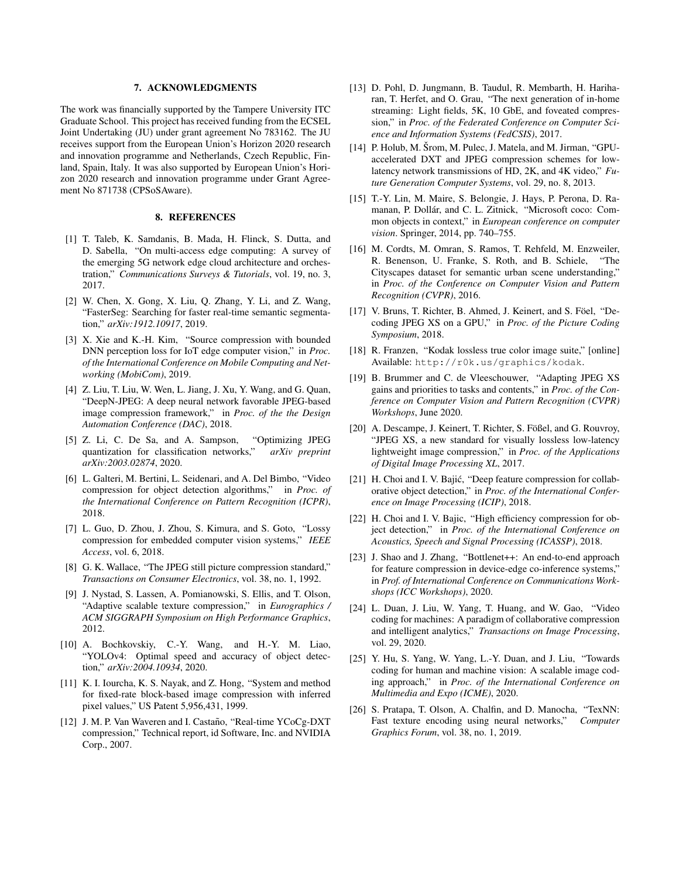## 7. ACKNOWLEDGMENTS

The work was financially supported by the Tampere University ITC Graduate School. This project has received funding from the ECSEL Joint Undertaking (JU) under grant agreement No 783162. The JU receives support from the European Union's Horizon 2020 research and innovation programme and Netherlands, Czech Republic, Finland, Spain, Italy. It was also supported by European Union's Horizon 2020 research and innovation programme under Grant Agreement No 871738 (CPSoSAware).

## 8. REFERENCES

[1] T. Taleb, K. Samdanis, B. Mada, H. Flinck, S. Dutta, and D. Sabella, "On multi-access edge computing: A survey of the emerging 5G network edge cloud architecture and orchestration," *Communications Surveys & Tutorials*, vol. 19, no. 3, 2017.

[2] W. Chen, X. Gong, X. Liu, Q. Zhang, Y. Li, and Z. Wang, "FasterSeg: Searching for faster real-time semantic segmentation," *arXiv:1912.10917*, 2019.

[3] X. Xie and K.-H. Kim, "Source compression with bounded DNN perception loss for IoT edge computer vision," in *Proc. of the International Conference on Mobile Computing and Networking (MobiCom)*, 2019.

[4] Z. Liu, T. Liu, W. Wen, L. Jiang, J. Xu, Y. Wang, and G. Quan, "DeepN-JPEG: A deep neural network favorable JPEG-based image compression framework," in *Proc. of the the Design Automation Conference (DAC)*, 2018.

[5] Z. Li, C. De Sa, and A. Sampson, "Optimizing JPEG quantization for classification networks," *arXiv preprint arXiv:2003.02874*, 2020.

[6] L. Galteri, M. Bertini, L. Seidenari, and A. Del Bimbo, "Video compression for object detection algorithms," in *Proc. of the International Conference on Pattern Recognition (ICPR)*, 2018.

[7] L. Guo, D. Zhou, J. Zhou, S. Kimura, and S. Goto, "Lossy compression for embedded computer vision systems," *IEEE Access*, vol. 6, 2018.

[8] G. K. Wallace, "The JPEG still picture compression standard," *Transactions on Consumer Electronics*, vol. 38, no. 1, 1992.

[9] J. Nystad, S. Lassen, A. Pomianowski, S. Ellis, and T. Olson, "Adaptive scalable texture compression," in *Eurographics / ACM SIGGRAPH Symposium on High Performance Graphics*, 2012.

[10] A. Bochkovskiy, C.-Y. Wang, and H.-Y. M. Liao, "YOLOv4: Optimal speed and accuracy of object detection," *arXiv:2004.10934*, 2020.

[11] K. I. Iourcha, K. S. Nayak, and Z. Hong, "System and method for fixed-rate block-based image compression with inferred pixel values," US Patent 5,956,431, 1999.

[12] J. M. P. Van Waveren and I. Castaño, "Real-time YCoCg-DXT compression," Technical report, id Software, Inc. and NVIDIA Corp., 2007.

[13] D. Pohl, D. Jungmann, B. Taudul, R. Membarth, H. Hariharan, T. Herfet, and O. Grau, "The next generation of in-home streaming: Light fields, 5K, 10 GbE, and foveated compression," in *Proc. of the Federated Conference on Computer Science and Information Systems (FedCSIS)*, 2017.

[14] P. Holub, M. Šrom, M. Pulec, J. Matela, and M. Jirman, "GPU-accelerated DXT and JPEG compression schemes for low-latency network transmissions of HD, 2K, and 4K video," *Future Generation Computer Systems*, vol. 29, no. 8, 2013.

[15] T.-Y. Lin, M. Maire, S. Belongie, J. Hays, P. Perona, D. Ramanan, P. Dollár, and C. L. Zitnick, "Microsoft coco: Common objects in context," in *European conference on computer vision*. Springer, 2014, pp. 740–755.

[16] M. Cordts, M. Omran, S. Ramos, T. Rehfeld, M. Enzweiler, R. Benenson, U. Franke, S. Roth, and B. Schiele, "The Cityscapes dataset for semantic urban scene understanding," in *Proc. of the Conference on Computer Vision and Pattern Recognition (CVPR)*, 2016.

[17] V. Bruns, T. Richter, B. Ahmed, J. Keinert, and S. Föel, "Decoding JPEG XS on a GPU," in *Proc. of the Picture Coding Symposium*, 2018.

[18] R. Franzen, "Kodak lossless true color image suite," [online] Available: `http://r0k.us/graphics/kodak`.

[19] B. Brummer and C. de Vleeschouwer, "Adapting JPEG XS gains and priorities to tasks and contents," in *Proc. of the Conference on Computer Vision and Pattern Recognition (CVPR) Workshops*, June 2020.

[20] A. Descampe, J. Keinert, T. Richter, S. Fößel, and G. Rouvroy, "JPEG XS, a new standard for visually lossless low-latency lightweight image compression," in *Proc. of the Applications of Digital Image Processing XL*, 2017.

[21] H. Choi and I. V. Bajić, "Deep feature compression for collaborative object detection," in *Proc. of the International Conference on Image Processing (ICIP)*, 2018.

[22] H. Choi and I. V. Bajic, "High efficiency compression for object detection," in *Proc. of the International Conference on Acoustics, Speech and Signal Processing (ICASSP)*, 2018.

[23] J. Shao and J. Zhang, "Bottlenet++: An end-to-end approach for feature compression in device-edge co-inference systems," in *Prof. of International Conference on Communications Workshops (ICC Workshops)*, 2020.

[24] L. Duan, J. Liu, W. Yang, T. Huang, and W. Gao, "Video coding for machines: A paradigm of collaborative compression and intelligent analytics," *Transactions on Image Processing*, vol. 29, 2020.

[25] Y. Hu, S. Yang, W. Yang, L.-Y. Duan, and J. Liu, "Towards coding for human and machine vision: A scalable image coding approach," in *Proc. of the International Conference on Multimedia and Expo (ICME)*, 2020.

[26] S. Pratapa, T. Olson, A. Chalfin, and D. Manocha, "TexNN: Fast texture encoding using neural networks," *Computer Graphics Forum*, vol. 38, no. 1, 2019.